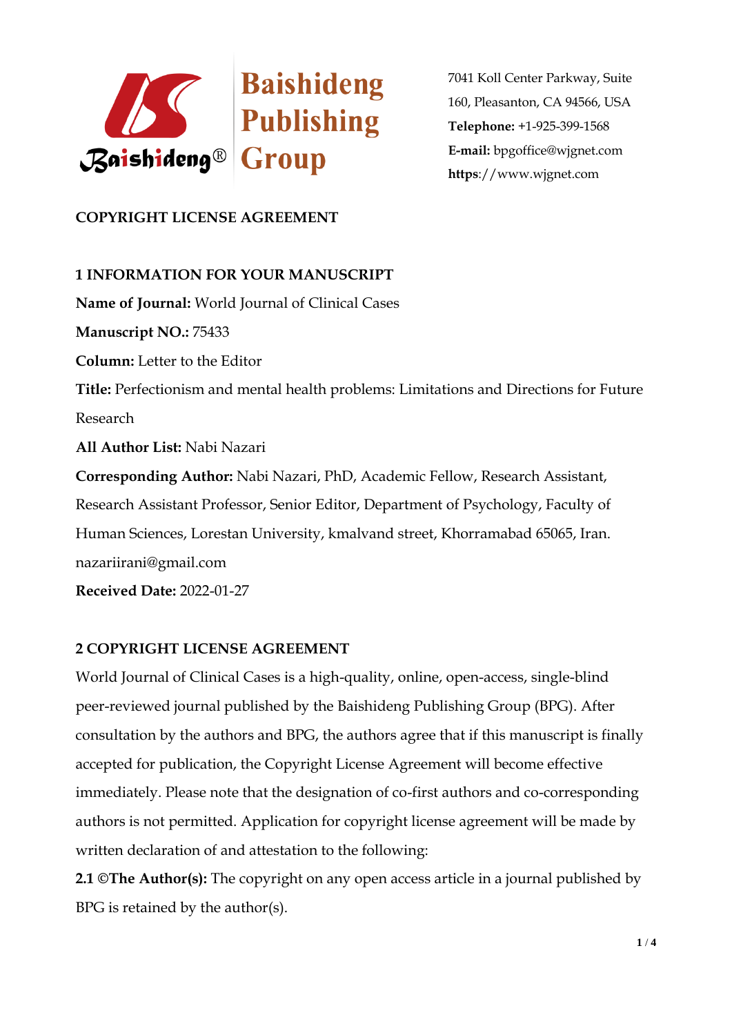Baishideng Publishing Group

7041 Koll Center Parkway, Suite 160, Pleasanton, CA 94566, USA

**Telephone:** +1-925-399-1568

**E-mail:** bpgoffice@wjgnet.com

**https**://www.wjgnet.com

# COPYRIGHT LICENSE AGREEMENT

## 1 INFORMATION FOR YOUR MANUSCRIPT

**Name of Journal:** World Journal of Clinical Cases

**Manuscript NO.:** 75433

**Column:** Letter to the Editor

**Title:** Perfectionism and mental health problems: Limitations and Directions for Future Research

**All Author List:** Nabi Nazari

**Corresponding Author:** Nabi Nazari, PhD, Academic Fellow, Research Assistant, Research Assistant Professor, Senior Editor, Department of Psychology, Faculty of Human Sciences, Lorestan University, kmalvand street, Khorramabad 65065, Iran. nazariirani@gmail.com

**Received Date:** 2022-01-27

## 2 COPYRIGHT LICENSE AGREEMENT

World Journal of Clinical Cases is a high-quality, online, open-access, single-blind peer-reviewed journal published by the Baishideng Publishing Group (BPG). After consultation by the authors and BPG, the authors agree that if this manuscript is finally accepted for publication, the Copyright License Agreement will become effective immediately. Please note that the designation of co-first authors and co-corresponding authors is not permitted. Application for copyright license agreement will be made by written declaration of and attestation to the following:

**2.1 ©The Author(s):** The copyright on any open access article in a journal published by BPG is retained by the author(s).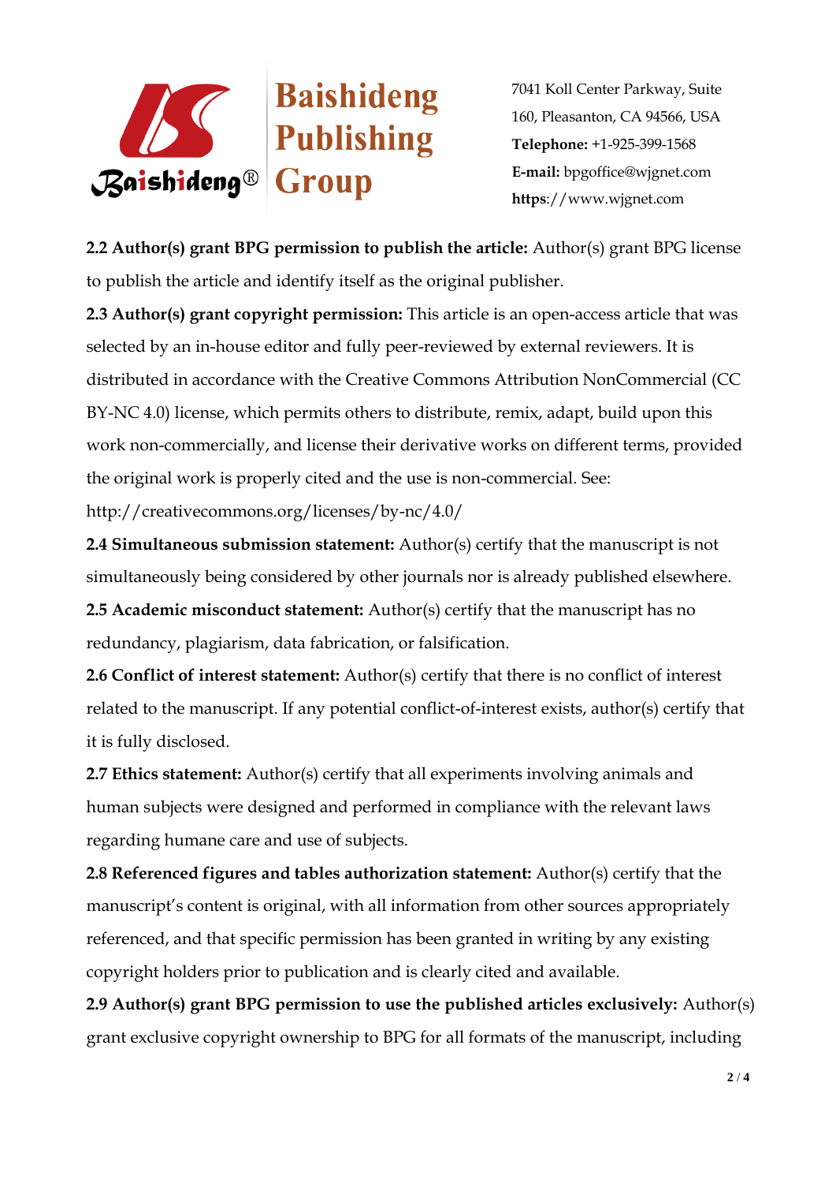**2.2 Author(s) grant BPG permission to publish the article:** Author(s) grant BPG license to publish the article and identify itself as the original publisher.

**2.3 Author(s) grant copyright permission:** This article is an open-access article that was selected by an in-house editor and fully peer-reviewed by external reviewers. It is distributed in accordance with the Creative Commons Attribution NonCommercial (CC BY-NC 4.0) license, which permits others to distribute, remix, adapt, build upon this work non-commercially, and license their derivative works on different terms, provided the original work is properly cited and the use is non-commercial. See: http://creativecommons.org/licenses/by-nc/4.0/

**2.4 Simultaneous submission statement:** Author(s) certify that the manuscript is not simultaneously being considered by other journals nor is already published elsewhere.

**2.5 Academic misconduct statement:** Author(s) certify that the manuscript has no redundancy, plagiarism, data fabrication, or falsification.

**2.6 Conflict of interest statement:** Author(s) certify that there is no conflict of interest related to the manuscript. If any potential conflict-of-interest exists, author(s) certify that it is fully disclosed.

**2.7 Ethics statement:** Author(s) certify that all experiments involving animals and human subjects were designed and performed in compliance with the relevant laws regarding humane care and use of subjects.

**2.8 Referenced figures and tables authorization statement:** Author(s) certify that the manuscript's content is original, with all information from other sources appropriately referenced, and that specific permission has been granted in writing by any existing copyright holders prior to publication and is clearly cited and available.

**2.9 Author(s) grant BPG permission to use the published articles exclusively:** Author(s) grant exclusive copyright ownership to BPG for all formats of the manuscript, including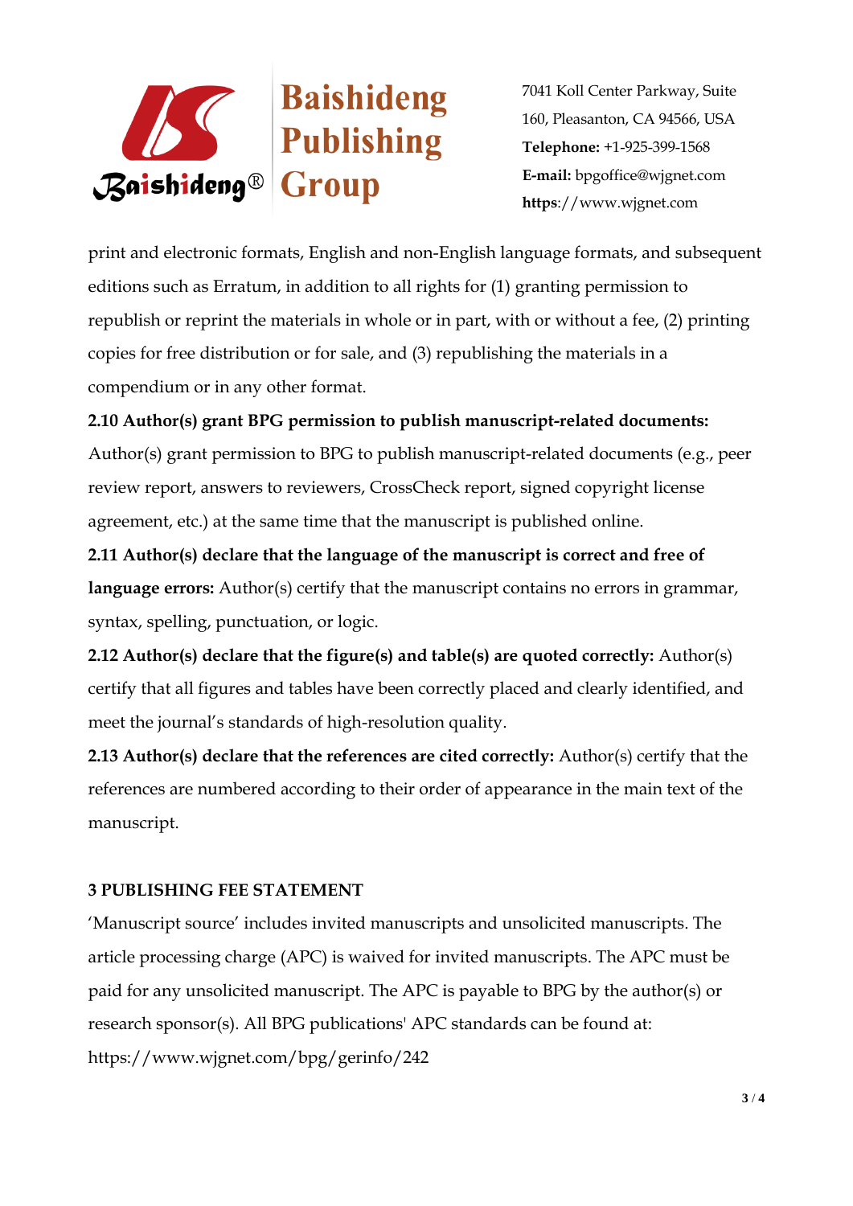print and electronic formats, English and non-English language formats, and subsequent editions such as Erratum, in addition to all rights for (1) granting permission to republish or reprint the materials in whole or in part, with or without a fee, (2) printing copies for free distribution or for sale, and (3) republishing the materials in a compendium or in any other format.

**2.10 Author(s) grant BPG permission to publish manuscript-related documents:** Author(s) grant permission to BPG to publish manuscript-related documents (e.g., peer review report, answers to reviewers, CrossCheck report, signed copyright license agreement, etc.) at the same time that the manuscript is published online.

**2.11 Author(s) declare that the language of the manuscript is correct and free of language errors:** Author(s) certify that the manuscript contains no errors in grammar, syntax, spelling, punctuation, or logic.

**2.12 Author(s) declare that the figure(s) and table(s) are quoted correctly:** Author(s) certify that all figures and tables have been correctly placed and clearly identified, and meet the journal's standards of high-resolution quality.

**2.13 Author(s) declare that the references are cited correctly:** Author(s) certify that the references are numbered according to their order of appearance in the main text of the manuscript.

## 3 PUBLISHING FEE STATEMENT

'Manuscript source' includes invited manuscripts and unsolicited manuscripts. The article processing charge (APC) is waived for invited manuscripts. The APC must be paid for any unsolicited manuscript. The APC is payable to BPG by the author(s) or research sponsor(s). All BPG publications' APC standards can be found at: https://www.wjgnet.com/bpg/gerinfo/242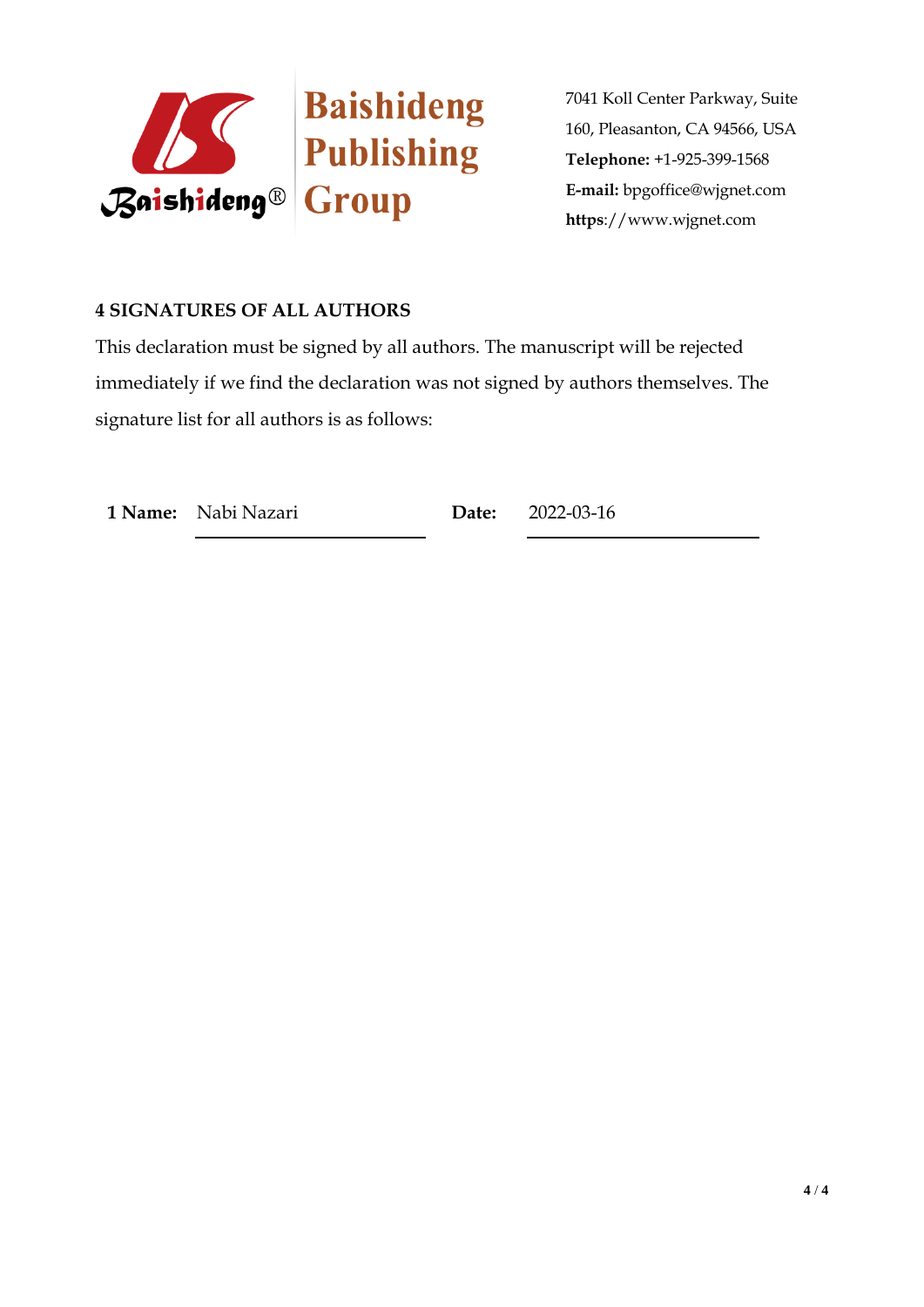Baishideng Publishing Group

7041 Koll Center Parkway, Suite 160, Pleasanton, CA 94566, USA

**Telephone:** +1-925-399-1568

**E-mail:** bpgoffice@wjgnet.com

**https**://www.wjgnet.com

## 4 SIGNATURES OF ALL AUTHORS

This declaration must be signed by all authors. The manuscript will be rejected immediately if we find the declaration was not signed by authors themselves. The signature list for all authors is as follows:

**1 Name:** Nabi Nazari **Date:** 2022-03-16